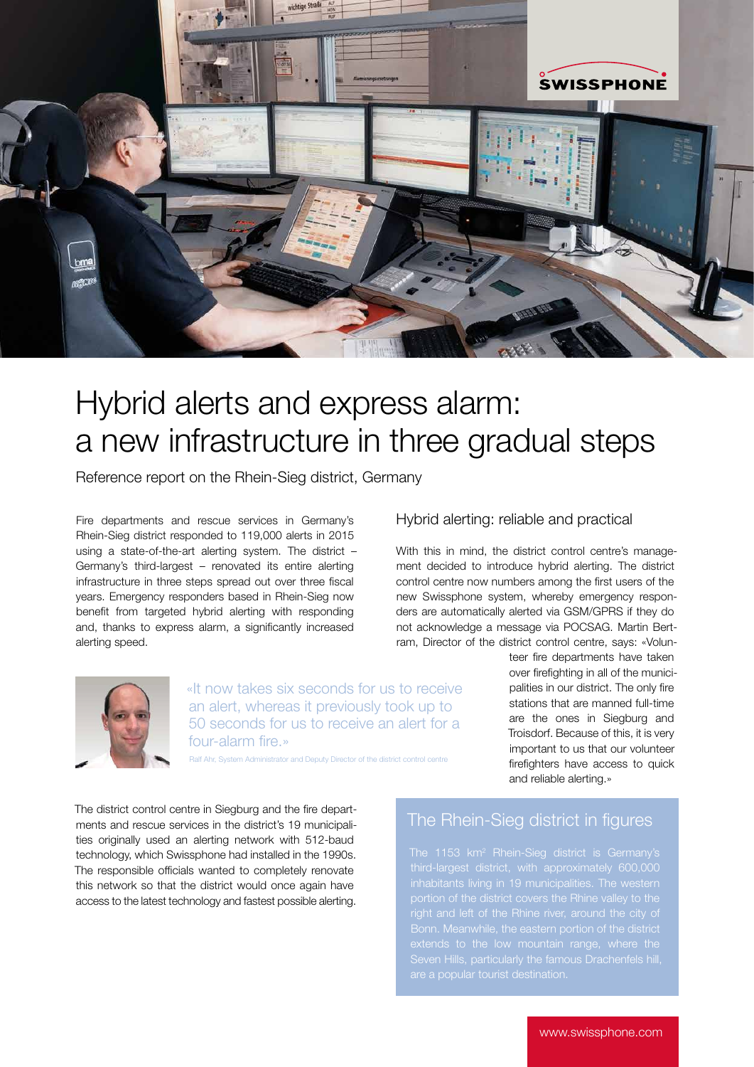# Hybrid alerts and express alarm: a new infrastructure in three gradual steps

Reference report on the Rhein-Sieg district, Germany

Fire departments and rescue services in Germany's Rhein-Sieg district responded to 119,000 alerts in 2015 using a state-of-the-art alerting system. The district – Germany's third-largest – renovated its entire alerting infrastructure in three steps spread out over three fiscal years. Emergency responders based in Rhein-Sieg now benefit from targeted hybrid alerting with responding and, thanks to express alarm, a significantly increased alerting speed.

> «It now takes six seconds for us to receive an alert, whereas it previously took up to 50 seconds for us to receive an alert for a four-alarm fire.»
>
> Ralf Ahr, System Administrator and Deputy Director of the district control centre

The district control centre in Siegburg and the fire departments and rescue services in the district's 19 municipalities originally used an alerting network with 512-baud technology, which Swissphone had installed in the 1990s. The responsible officials wanted to completely renovate this network so that the district would once again have access to the latest technology and fastest possible alerting.

## Hybrid alerting: reliable and practical

With this in mind, the district control centre's management decided to introduce hybrid alerting. The district control centre now numbers among the first users of the new Swissphone system, whereby emergency responders are automatically alerted via GSM/GPRS if they do not acknowledge a message via POCSAG. Martin Bertram, Director of the district control centre, says: «Volunteer fire departments have taken over firefighting in all of the municipalities in our district. The only fire stations that are manned full-time are the ones in Siegburg and Troisdorf. Because of this, it is very important to us that our volunteer firefighters have access to quick and reliable alerting.»

## The Rhein-Sieg district in figures

The 1153 km² Rhein-Sieg district is Germany's third-largest district, with approximately 600,000 inhabitants living in 19 municipalities. The western portion of the district covers the Rhine valley to the right and left of the Rhine river, around the city of Bonn. Meanwhile, the eastern portion of the district extends to the low mountain range, where the Seven Hills, particularly the famous Drachenfels hill, are a popular tourist destination.

www.swissphone.com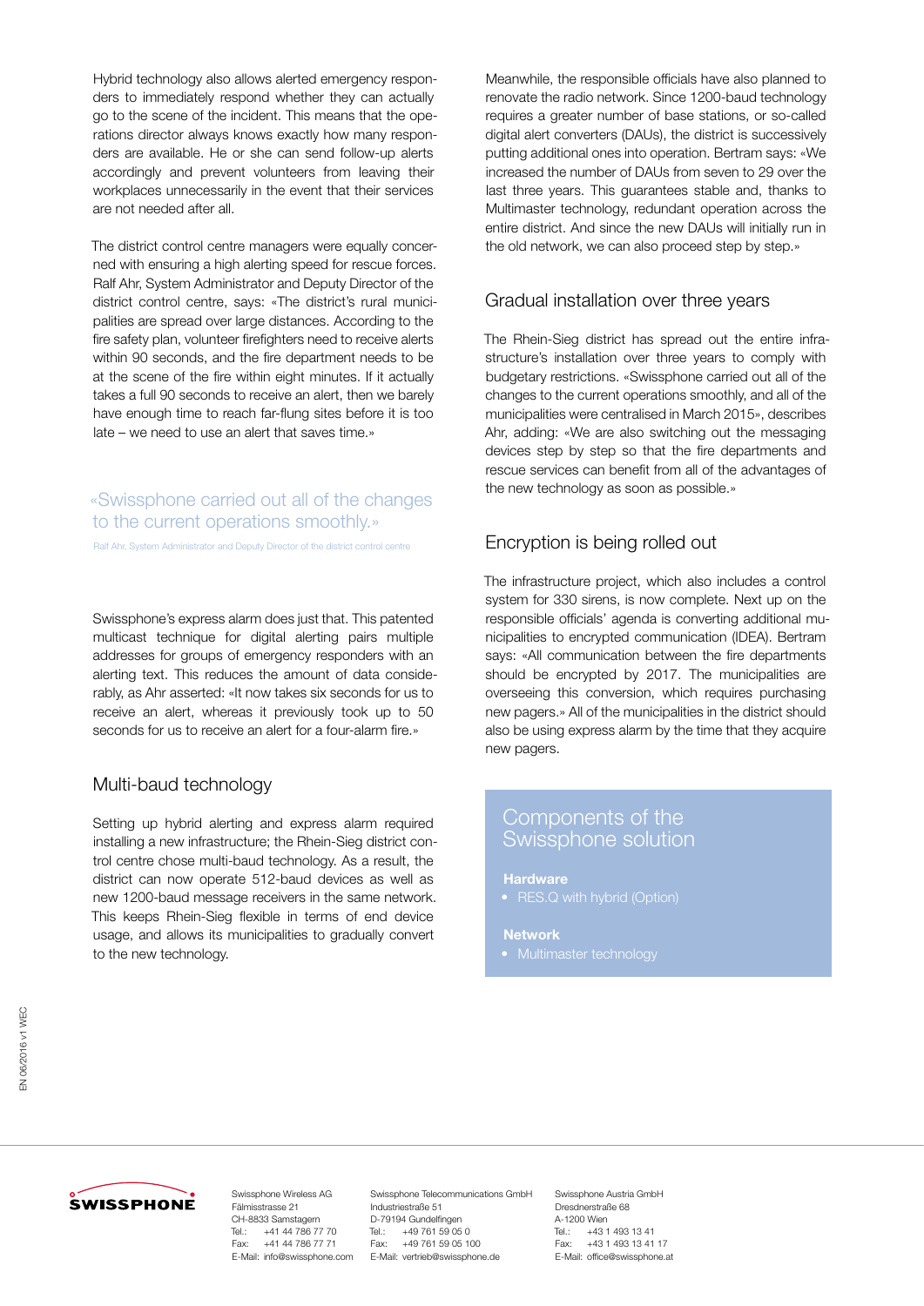Hybrid technology also allows alerted emergency responders to immediately respond whether they can actually go to the scene of the incident. This means that the operations director always knows exactly how many responders are available. He or she can send follow-up alerts accordingly and prevent volunteers from leaving their workplaces unnecessarily in the event that their services are not needed after all.

The district control centre managers were equally concerned with ensuring a high alerting speed for rescue forces. Ralf Ahr, System Administrator and Deputy Director of the district control centre, says: «The district's rural municipalities are spread over large distances. According to the fire safety plan, volunteer firefighters need to receive alerts within 90 seconds, and the fire department needs to be at the scene of the fire within eight minutes. If it actually takes a full 90 seconds to receive an alert, then we barely have enough time to reach far-flung sites before it is too late – we need to use an alert that saves time.»

> «Swissphone carried out all of the changes to the current operations smoothly.»
>
> Ralf Ahr, System Administrator and Deputy Director of the district control centre

Swissphone's express alarm does just that. This patented multicast technique for digital alerting pairs multiple addresses for groups of emergency responders with an alerting text. This reduces the amount of data considerably, as Ahr asserted: «It now takes six seconds for us to receive an alert, whereas it previously took up to 50 seconds for us to receive an alert for a four-alarm fire.»

## Multi-baud technology

Setting up hybrid alerting and express alarm required installing a new infrastructure; the Rhein-Sieg district control centre chose multi-baud technology. As a result, the district can now operate 512-baud devices as well as new 1200-baud message receivers in the same network. This keeps Rhein-Sieg flexible in terms of end device usage, and allows its municipalities to gradually convert to the new technology.

Meanwhile, the responsible officials have also planned to renovate the radio network. Since 1200-baud technology requires a greater number of base stations, or so-called digital alert converters (DAUs), the district is successively putting additional ones into operation. Bertram says: «We increased the number of DAUs from seven to 29 over the last three years. This guarantees stable and, thanks to Multimaster technology, redundant operation across the entire district. And since the new DAUs will initially run in the old network, we can also proceed step by step.»

## Gradual installation over three years

The Rhein-Sieg district has spread out the entire infrastructure's installation over three years to comply with budgetary restrictions. «Swissphone carried out all of the changes to the current operations smoothly, and all of the municipalities were centralised in March 2015», describes Ahr, adding: «We are also switching out the messaging devices step by step so that the fire departments and rescue services can benefit from all of the advantages of the new technology as soon as possible.»

## Encryption is being rolled out

The infrastructure project, which also includes a control system for 330 sirens, is now complete. Next up on the responsible officials' agenda is converting additional municipalities to encrypted communication (IDEA). Bertram says: «All communication between the fire departments should be encrypted by 2017. The municipalities are overseeing this conversion, which requires purchasing new pagers.» All of the municipalities in the district should also be using express alarm by the time that they acquire new pagers.

## Components of the Swissphone solution

**Hardware**
- RES.Q with hybrid (Option)

**Network**
- Multimaster technology

EN 06/2016 v1 WEC

SWISSPHONE

Swissphone Wireless AG
Fälmisstrasse 21
CH-8833 Samstagern
Tel.: +41 44 786 77 70
Fax: +41 44 786 77 71
E-Mail: info@swissphone.com

Swissphone Telecommunications GmbH
Industriestraße 51
D-79194 Gundelfingen
Tel.: +49 761 59 05 0
Fax: +49 761 59 05 100
E-Mail: vertrieb@swissphone.de

Swissphone Austria GmbH
Dresdnerstraße 68
A-1200 Wien
Tel.: +43 1 493 13 41
Fax: +43 1 493 13 41 17
E-Mail: office@swissphone.at